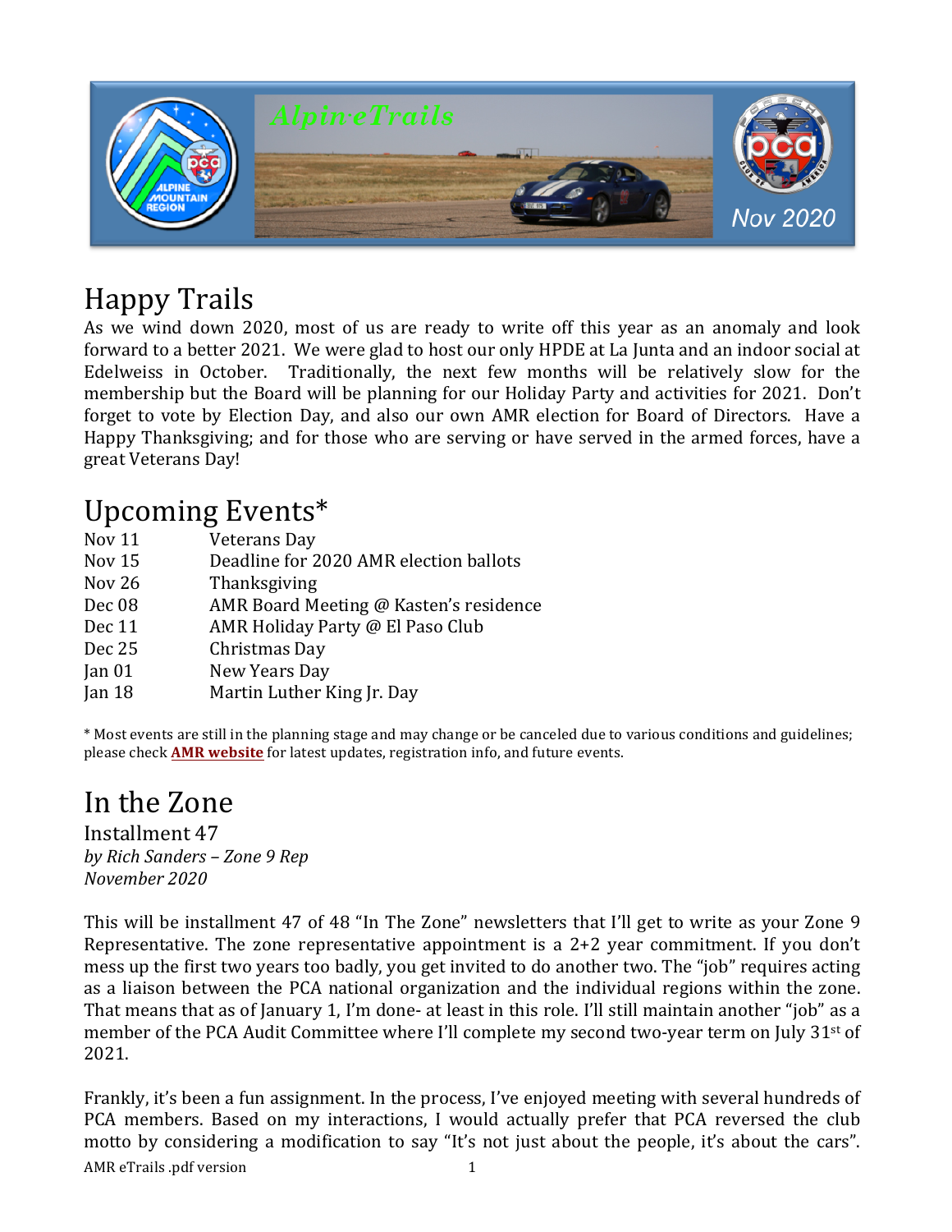Alpin eTrails

Nov 2020

# Happy Trails

As we wind down 2020, most of us are ready to write off this year as an anomaly and look forward to a better 2021. We were glad to host our only HPDE at La Junta and an indoor social at Edelweiss in October. Traditionally, the next few months will be relatively slow for the membership but the Board will be planning for our Holiday Party and activities for 2021. Don't forget to vote by Election Day, and also our own AMR election for Board of Directors. Have a Happy Thanksgiving; and for those who are serving or have served in the armed forces, have a great Veterans Day!

# Upcoming Events*

| | |
|---|---|
| Nov 11 | Veterans Day |
| Nov 15 | Deadline for 2020 AMR election ballots |
| Nov 26 | Thanksgiving |
| Dec 08 | AMR Board Meeting @ Kasten's residence |
| Dec 11 | AMR Holiday Party @ El Paso Club |
| Dec 25 | Christmas Day |
| Jan 01 | New Years Day |
| Jan 18 | Martin Luther King Jr. Day |

* Most events are still in the planning stage and may change or be canceled due to various conditions and guidelines; please check **AMR website** for latest updates, registration info, and future events.

# In the Zone

Installment 47

*by Rich Sanders – Zone 9 Rep*

*November 2020*

This will be installment 47 of 48 "In The Zone" newsletters that I'll get to write as your Zone 9 Representative. The zone representative appointment is a 2+2 year commitment. If you don't mess up the first two years too badly, you get invited to do another two. The "job" requires acting as a liaison between the PCA national organization and the individual regions within the zone. That means that as of January 1, I'm done- at least in this role. I'll still maintain another "job" as a member of the PCA Audit Committee where I'll complete my second two-year term on July 31st of 2021.

Frankly, it's been a fun assignment. In the process, I've enjoyed meeting with several hundreds of PCA members. Based on my interactions, I would actually prefer that PCA reversed the club motto by considering a modification to say "It's not just about the people, it's about the cars".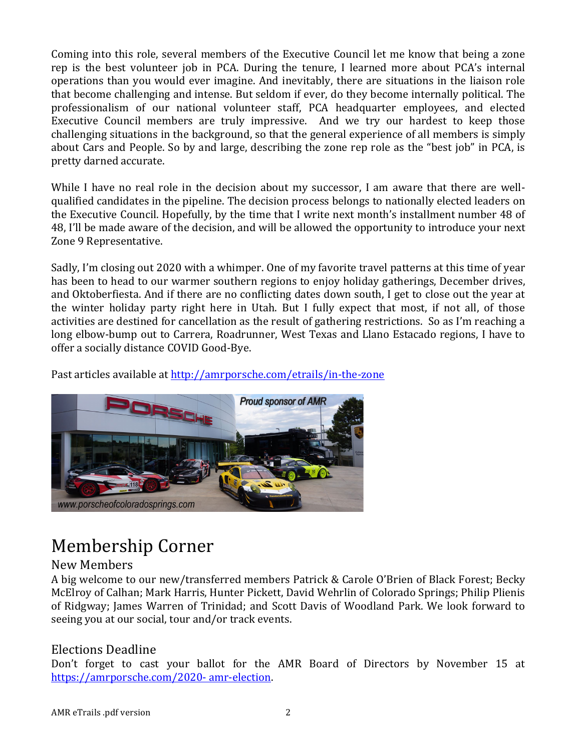Coming into this role, several members of the Executive Council let me know that being a zone rep is the best volunteer job in PCA. During the tenure, I learned more about PCA's internal operations than you would ever imagine. And inevitably, there are situations in the liaison role that become challenging and intense. But seldom if ever, do they become internally political. The professionalism of our national volunteer staff, PCA headquarter employees, and elected Executive Council members are truly impressive. And we try our hardest to keep those challenging situations in the background, so that the general experience of all members is simply about Cars and People. So by and large, describing the zone rep role as the "best job" in PCA, is pretty darned accurate.

While I have no real role in the decision about my successor, I am aware that there are well-qualified candidates in the pipeline. The decision process belongs to nationally elected leaders on the Executive Council. Hopefully, by the time that I write next month's installment number 48 of 48, I'll be made aware of the decision, and will be allowed the opportunity to introduce your next Zone 9 Representative.

Sadly, I'm closing out 2020 with a whimper. One of my favorite travel patterns at this time of year has been to head to our warmer southern regions to enjoy holiday gatherings, December drives, and Oktoberfiesta. And if there are no conflicting dates down south, I get to close out the year at the winter holiday party right here in Utah. But I fully expect that most, if not all, of those activities are destined for cancellation as the result of gathering restrictions. So as I'm reaching a long elbow-bump out to Carrera, Roadrunner, West Texas and Llano Estacado regions, I have to offer a socially distance COVID Good-Bye.

Past articles available at [http://amrporsche.com/etrails/in-the-zone](http://amrporsche.com/etrails/in-the-zone)

Proud sponsor of AMR

www.porscheofcoloradosprings.com

# Membership Corner

## New Members

A big welcome to our new/transferred members Patrick & Carole O'Brien of Black Forest; Becky McElroy of Calhan; Mark Harris, Hunter Pickett, David Wehrlin of Colorado Springs; Philip Plienis of Ridgway; James Warren of Trinidad; and Scott Davis of Woodland Park. We look forward to seeing you at our social, tour and/or track events.

## Elections Deadline

Don't forget to cast your ballot for the AMR Board of Directors by November 15 at [https://amrporsche.com/2020- amr-election](https://amrporsche.com/2020-amr-election).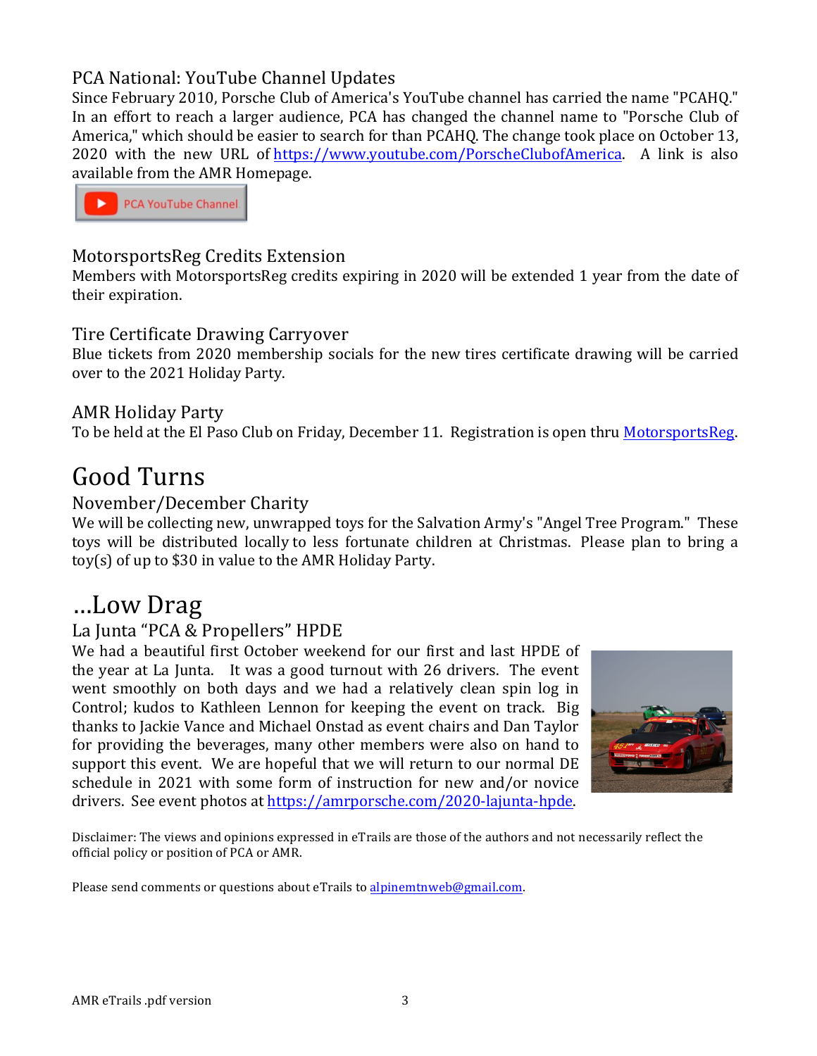### PCA National: YouTube Channel Updates

Since February 2010, Porsche Club of America's YouTube channel has carried the name "PCAHQ." In an effort to reach a larger audience, PCA has changed the channel name to "Porsche Club of America," which should be easier to search for than PCAHQ. The change took place on October 13, 2020 with the new URL of https://www.youtube.com/PorscheClubofAmerica. A link is also available from the AMR Homepage.

PCA YouTube Channel

### MotorsportsReg Credits Extension

Members with MotorsportsReg credits expiring in 2020 will be extended 1 year from the date of their expiration.

### Tire Certificate Drawing Carryover

Blue tickets from 2020 membership socials for the new tires certificate drawing will be carried over to the 2021 Holiday Party.

### AMR Holiday Party

To be held at the El Paso Club on Friday, December 11. Registration is open thru MotorsportsReg.

# Good Turns

### November/December Charity

We will be collecting new, unwrapped toys for the Salvation Army's "Angel Tree Program." These toys will be distributed locally to less fortunate children at Christmas. Please plan to bring a toy(s) of up to $30 in value to the AMR Holiday Party.

# …Low Drag

### La Junta "PCA & Propellers" HPDE

We had a beautiful first October weekend for our first and last HPDE of the year at La Junta. It was a good turnout with 26 drivers. The event went smoothly on both days and we had a relatively clean spin log in Control; kudos to Kathleen Lennon for keeping the event on track. Big thanks to Jackie Vance and Michael Onstad as event chairs and Dan Taylor for providing the beverages, many other members were also on hand to support this event. We are hopeful that we will return to our normal DE schedule in 2021 with some form of instruction for new and/or novice drivers. See event photos at https://amrporsche.com/2020-lajunta-hpde.

Disclaimer: The views and opinions expressed in eTrails are those of the authors and not necessarily reflect the official policy or position of PCA or AMR.

Please send comments or questions about eTrails to alpinemtnweb@gmail.com.